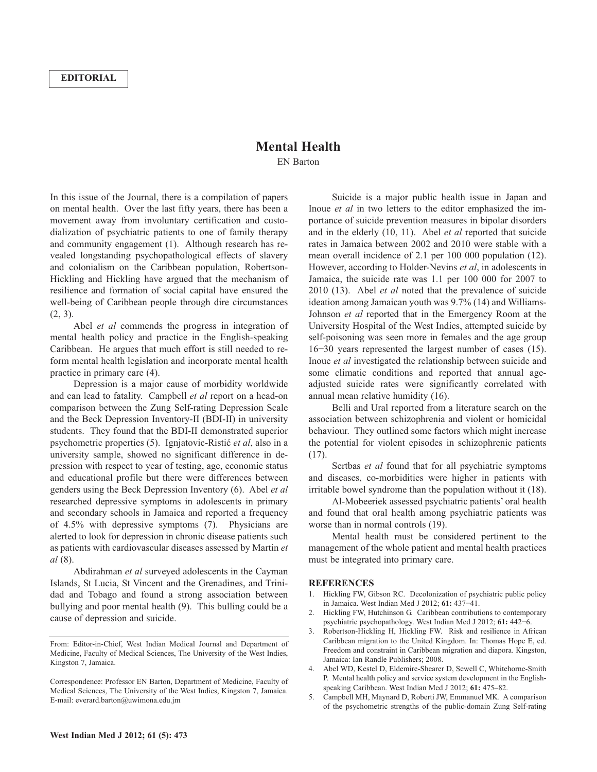**EDITORIAL**

# Mental Health

EN Barton

In this issue of the Journal, there is a compilation of papers on mental health. Over the last fifty years, there has been a movement away from involuntary certification and custodialization of psychiatric patients to one of family therapy and community engagement (1). Although research has revealed longstanding psychopathological effects of slavery and colonialism on the Caribbean population, Robertson-Hickling and Hickling have argued that the mechanism of resilience and formation of social capital have ensured the well-being of Caribbean people through dire circumstances (2, 3).

Abel *et al* commends the progress in integration of mental health policy and practice in the English-speaking Caribbean. He argues that much effort is still needed to reform mental health legislation and incorporate mental health practice in primary care (4).

Depression is a major cause of morbidity worldwide and can lead to fatality. Campbell *et al* report on a head-on comparison between the Zung Self-rating Depression Scale and the Beck Depression Inventory-II (BDI-II) in university students. They found that the BDI-II demonstrated superior psychometric properties (5). Ignjatovic-Ristić *et al*, also in a university sample, showed no significant difference in depression with respect to year of testing, age, economic status and educational profile but there were differences between genders using the Beck Depression Inventory (6). Abel *et al* researched depressive symptoms in adolescents in primary and secondary schools in Jamaica and reported a frequency of 4.5% with depressive symptoms (7). Physicians are alerted to look for depression in chronic disease patients such as patients with cardiovascular diseases assessed by Martin *et al* (8).

Abdirahman *et al* surveyed adolescents in the Cayman Islands, St Lucia, St Vincent and the Grenadines, and Trinidad and Tobago and found a strong association between bullying and poor mental health (9). This bulling could be a cause of depression and suicide.

Suicide is a major public health issue in Japan and Inoue *et al* in two letters to the editor emphasized the importance of suicide prevention measures in bipolar disorders and in the elderly (10, 11). Abel *et al* reported that suicide rates in Jamaica between 2002 and 2010 were stable with a mean overall incidence of 2.1 per 100 000 population (12). However, according to Holder-Nevins *et al*, in adolescents in Jamaica, the suicide rate was 1.1 per 100 000 for 2007 to 2010 (13). Abel *et al* noted that the prevalence of suicide ideation among Jamaican youth was 9.7% (14) and Williams-Johnson *et al* reported that in the Emergency Room at the University Hospital of the West Indies, attempted suicide by self-poisoning was seen more in females and the age group 16−30 years represented the largest number of cases (15). Inoue *et al* investigated the relationship between suicide and some climatic conditions and reported that annual age-adjusted suicide rates were significantly correlated with annual mean relative humidity (16).

Belli and Ural reported from a literature search on the association between schizophrenia and violent or homicidal behaviour. They outlined some factors which might increase the potential for violent episodes in schizophrenic patients (17).

Sertbas *et al* found that for all psychiatric symptoms and diseases, co-morbidities were higher in patients with irritable bowel syndrome than the population without it (18).

Al-Mobeeriek assessed psychiatric patients' oral health and found that oral health among psychiatric patients was worse than in normal controls (19).

Mental health must be considered pertinent to the management of the whole patient and mental health practices must be integrated into primary care.

From: Editor-in-Chief, West Indian Medical Journal and Department of Medicine, Faculty of Medical Sciences, The University of the West Indies, Kingston 7, Jamaica.

Correspondence: Professor EN Barton, Department of Medicine, Faculty of Medical Sciences, The University of the West Indies, Kingston 7, Jamaica. E-mail: everard.barton@uwimona.edu.jm

## REFERENCES

1. Hickling FW, Gibson RC. Decolonization of psychiatric public policy in Jamaica. West Indian Med J 2012; **61:** 437−41.
2. Hickling FW, Hutchinson G. Caribbean contributions to contemporary psychiatric psychopathology. West Indian Med J 2012; **61:** 442−6.
3. Robertson-Hickling H, Hickling FW. Risk and resilience in African Caribbean migration to the United Kingdom. In: Thomas Hope E, ed. Freedom and constraint in Caribbean migration and diapora. Kingston, Jamaica: Ian Randle Publishers; 2008.
4. Abel WD, Kestel D, Eldemire-Shearer D, Sewell C, Whitehorne-Smith P. Mental health policy and service system development in the English-speaking Caribbean. West Indian Med J 2012; **61:** 475–82.
5. Campbell MH, Maynard D, Roberti JW, Emmanuel MK. A comparison of the psychometric strengths of the public-domain Zung Self-rating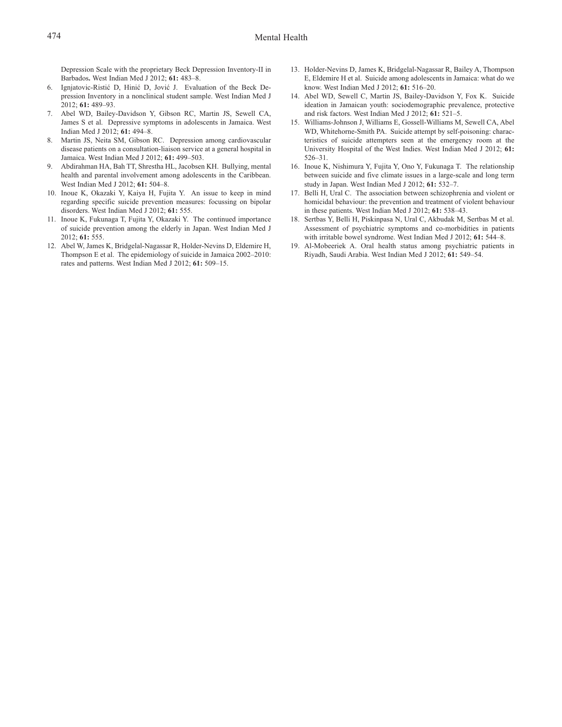Depression Scale with the proprietary Beck Depression Inventory-II in Barbados**.** West Indian Med J 2012; **61:** 483–8.

6. Ignjatovic-Ristić D, Hinić D, Jović J. Evaluation of the Beck Depression Inventory in a nonclinical student sample. West Indian Med J 2012; **61:** 489–93.
7. Abel WD, Bailey-Davidson Y, Gibson RC, Martin JS, Sewell CA, James S et al. Depressive symptoms in adolescents in Jamaica. West Indian Med J 2012; **61:** 494–8.
8. Martin JS, Neita SM, Gibson RC. Depression among cardiovascular disease patients on a consultation-liaison service at a general hospital in Jamaica. West Indian Med J 2012; **61:** 499–503.
9. Abdirahman HA, Bah TT, Shrestha HL, Jacobsen KH. Bullying, mental health and parental involvement among adolescents in the Caribbean. West Indian Med J 2012; **61:** 504–8.
10. Inoue K, Okazaki Y, Kaiya H, Fujita Y. An issue to keep in mind regarding specific suicide prevention measures: focussing on bipolar disorders. West Indian Med J 2012; **61:** 555.
11. Inoue K, Fukunaga T, Fujita Y, Okazaki Y. The continued importance of suicide prevention among the elderly in Japan. West Indian Med J 2012; **61:** 555.
12. Abel W, James K, Bridgelal-Nagassar R, Holder-Nevins D, Eldemire H, Thompson E et al. The epidemiology of suicide in Jamaica 2002–2010: rates and patterns. West Indian Med J 2012; **61:** 509–15.
13. Holder-Nevins D, James K, Bridgelal-Nagassar R, Bailey A, Thompson E, Eldemire H et al. Suicide among adolescents in Jamaica: what do we know. West Indian Med J 2012; **61:** 516–20.
14. Abel WD, Sewell C, Martin JS, Bailey-Davidson Y, Fox K. Suicide ideation in Jamaican youth: sociodemographic prevalence, protective and risk factors. West Indian Med J 2012; **61:** 521–5.
15. Williams-Johnson J, Williams E, Gossell-Williams M, Sewell CA, Abel WD, Whitehorne-Smith PA. Suicide attempt by self-poisoning: characteristics of suicide attempters seen at the emergency room at the University Hospital of the West Indies. West Indian Med J 2012; **61:** 526–31.
16. Inoue K, Nishimura Y, Fujita Y, Ono Y, Fukunaga T. The relationship between suicide and five climate issues in a large-scale and long term study in Japan. West Indian Med J 2012; **61:** 532–7.
17. Belli H, Ural C. The association between schizophrenia and violent or homicidal behaviour: the prevention and treatment of violent behaviour in these patients. West Indian Med J 2012; **61:** 538–43.
18. Sertbas Y, Belli H, Piskinpasa N, Ural C, Akbudak M, Sertbas M et al. Assessment of psychiatric symptoms and co-morbidities in patients with irritable bowel syndrome. West Indian Med J 2012; **61:** 544–8.
19. Al-Mobeeriek A. Oral health status among psychiatric patients in Riyadh, Saudi Arabia. West Indian Med J 2012; **61:** 549–54.